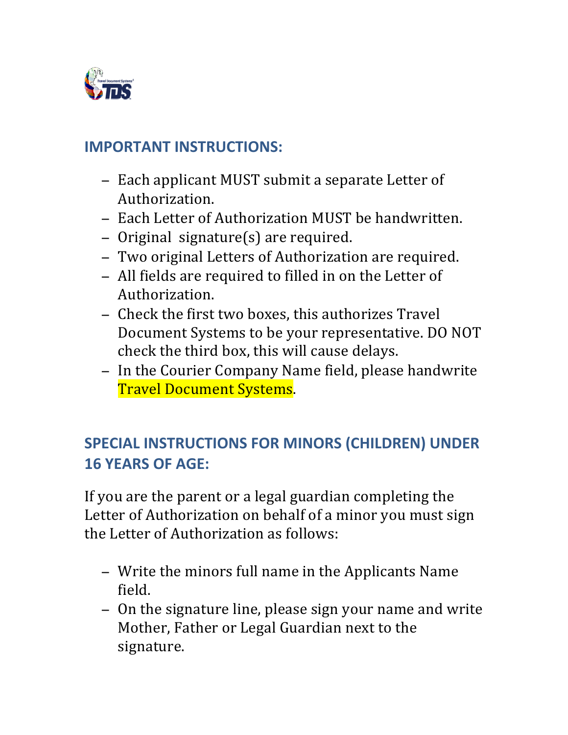## IMPORTANT INSTRUCTIONS:

- Each applicant MUST submit a separate Letter of Authorization.
- Each Letter of Authorization MUST be handwritten.
- Original signature(s) are required.
- Two original Letters of Authorization are required.
- All fields are required to filled in on the Letter of Authorization.
- Check the first two boxes, this authorizes Travel Document Systems to be your representative. DO NOT check the third box, this will cause delays.
- In the Courier Company Name field, please handwrite Travel Document Systems.

## SPECIAL INSTRUCTIONS FOR MINORS (CHILDREN) UNDER 16 YEARS OF AGE:

If you are the parent or a legal guardian completing the Letter of Authorization on behalf of a minor you must sign the Letter of Authorization as follows:

- Write the minors full name in the Applicants Name field.
- On the signature line, please sign your name and write Mother, Father or Legal Guardian next to the signature.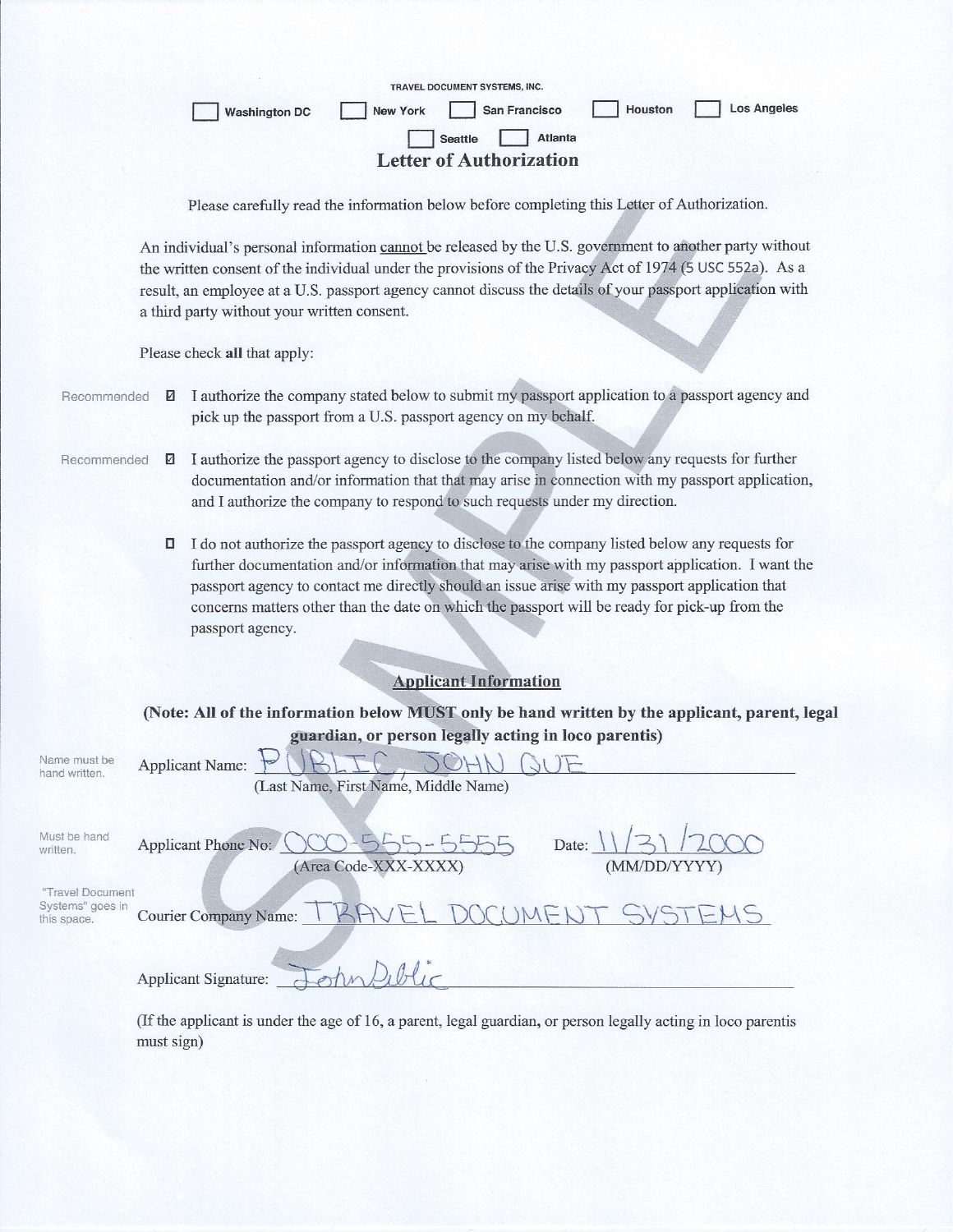TRAVEL DOCUMENT SYSTEMS, INC.

☐ Washington DC ☐ New York ☐ San Francisco ☐ Houston ☐ Los Angeles

☐ Seattle ☐ Atlanta

# Letter of Authorization

Please carefully read the information below before completing this Letter of Authorization.

An individual's personal information cannot be released by the U.S. government to another party without the written consent of the individual under the provisions of the Privacy Act of 1974 (5 USC 552a). As a result, an employee at a U.S. passport agency cannot discuss the details of your passport application with a third party without your written consent.

Please check **all** that apply:

Recommended ☑ I authorize the company stated below to submit my passport application to a passport agency and pick up the passport from a U.S. passport agency on my behalf.

Recommended ☑ I authorize the passport agency to disclose to the company listed below any requests for further documentation and/or information that that may arise in connection with my passport application, and I authorize the company to respond to such requests under my direction.

☐ I do not authorize the passport agency to disclose to the company listed below any requests for further documentation and/or information that may arise with my passport application. I want the passport agency to contact me directly should an issue arise with my passport application that concerns matters other than the date on which the passport will be ready for pick-up from the passport agency.

## Applicant Information

**(Note: All of the information below MUST only be hand written by the applicant, parent, legal guardian, or person legally acting in loco parentis)**

Name must be hand written. Applicant Name: PUBLIC, JOHN QUE
(Last Name, First Name, Middle Name)

Must be hand written. Applicant Phone No: 000-555-5555 (Area Code-XXX-XXXX) Date: 11/31/2000 (MM/DD/YYYY)

"Travel Document Systems" goes in this space. Courier Company Name: TRAVEL DOCUMENT SYSTEMS

Applicant Signature: John Public

(If the applicant is under the age of 16, a parent, legal guardian, or person legally acting in loco parentis must sign)

SAMPLE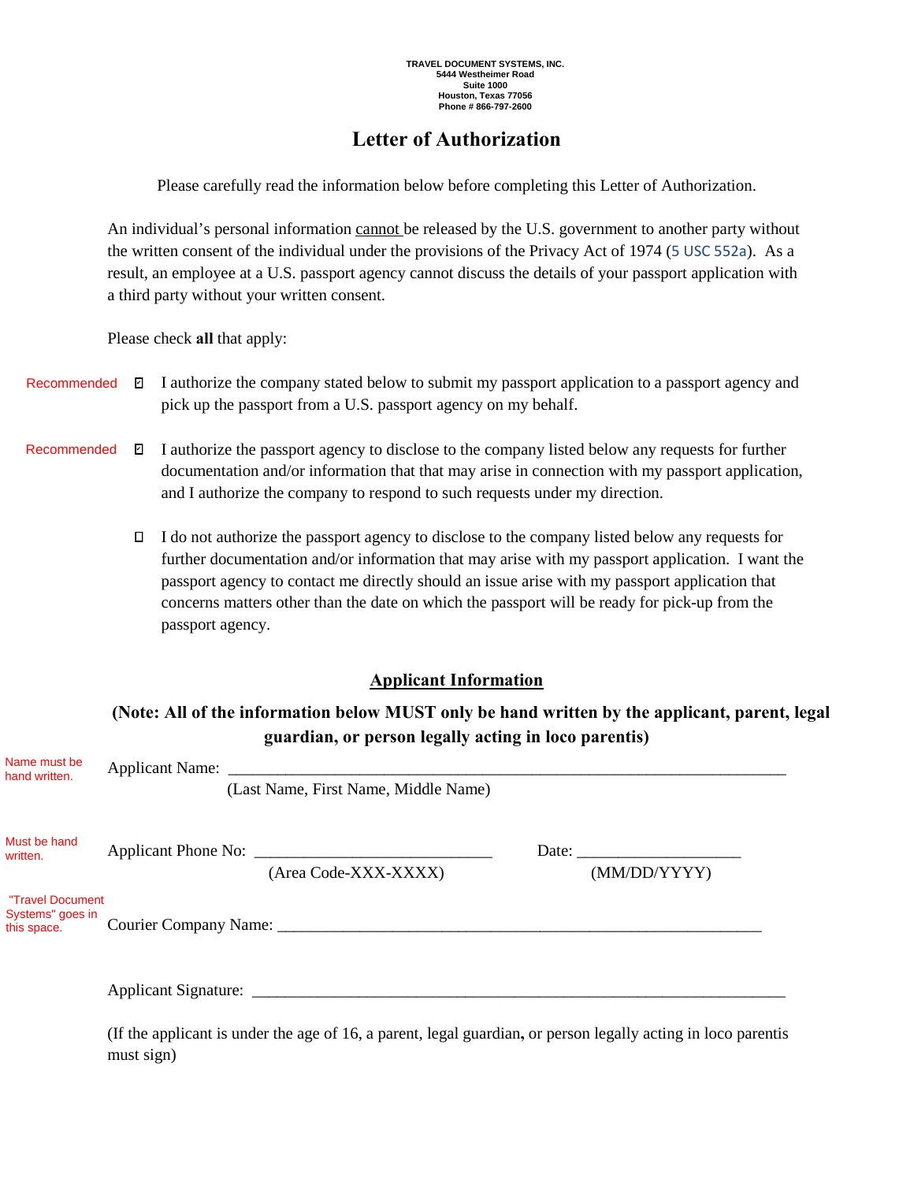**TRAVEL DOCUMENT SYSTEMS, INC.**
**5444 Westheimer Road**
**Suite 1000**
**Houston, Texas 77056**
**Phone # 866-797-2600**

# Letter of Authorization

Please carefully read the information below before completing this Letter of Authorization.

An individual's personal information cannot be released by the U.S. government to another party without the written consent of the individual under the provisions of the Privacy Act of 1974 (5 USC 552a). As a result, an employee at a U.S. passport agency cannot discuss the details of your passport application with a third party without your written consent.

Please check **all** that apply:

Recommended ☑ I authorize the company stated below to submit my passport application to a passport agency and pick up the passport from a U.S. passport agency on my behalf.

Recommended ☑ I authorize the passport agency to disclose to the company listed below any requests for further documentation and/or information that that may arise in connection with my passport application, and I authorize the company to respond to such requests under my direction.

☐ I do not authorize the passport agency to disclose to the company listed below any requests for further documentation and/or information that may arise with my passport application. I want the passport agency to contact me directly should an issue arise with my passport application that concerns matters other than the date on which the passport will be ready for pick-up from the passport agency.

## Applicant Information

**(Note: All of the information below MUST only be hand written by the applicant, parent, legal guardian, or person legally acting in loco parentis)**

Name must be hand written.

Applicant Name: ______________________________________________________________________
(Last Name, First Name, Middle Name)

Must be hand written.

Applicant Phone No: ____________________________ Date: ___________________
(Area Code-XXX-XXXX) (MM/DD/YYYY)

"Travel Document Systems" goes in this space.

Courier Company Name: ____________________________________________________________

Applicant Signature: _______________________________________________________________

(If the applicant is under the age of 16, a parent, legal guardian, or person legally acting in loco parentis must sign)